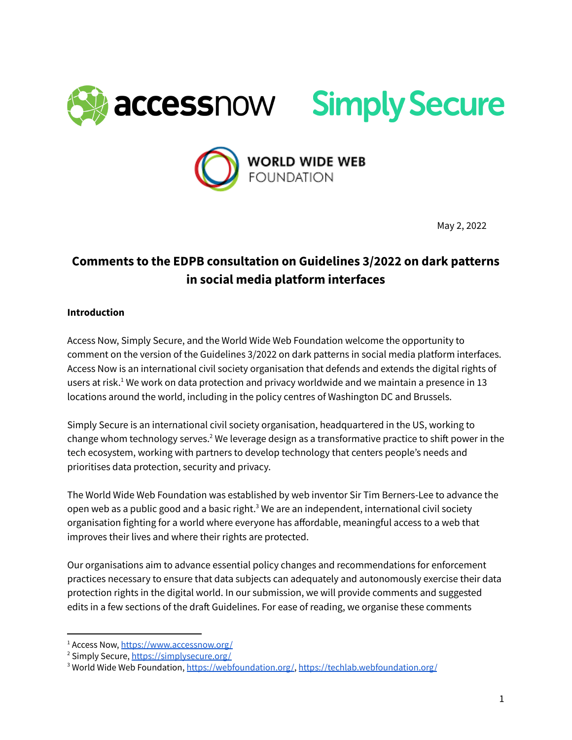May 2, 2022

# Comments to the EDPB consultation on Guidelines 3/2022 on dark patterns in social media platform interfaces

**Introduction**

Access Now, Simply Secure, and the World Wide Web Foundation welcome the opportunity to comment on the version of the Guidelines 3/2022 on dark patterns in social media platform interfaces. Access Now is an international civil society organisation that defends and extends the digital rights of users at risk.[1] We work on data protection and privacy worldwide and we maintain a presence in 13 locations around the world, including in the policy centres of Washington DC and Brussels.

Simply Secure is an international civil society organisation, headquartered in the US, working to change whom technology serves.[2] We leverage design as a transformative practice to shift power in the tech ecosystem, working with partners to develop technology that centers people's needs and prioritises data protection, security and privacy.

The World Wide Web Foundation was established by web inventor Sir Tim Berners-Lee to advance the open web as a public good and a basic right.[3] We are an independent, international civil society organisation fighting for a world where everyone has affordable, meaningful access to a web that improves their lives and where their rights are protected.

Our organisations aim to advance essential policy changes and recommendations for enforcement practices necessary to ensure that data subjects can adequately and autonomously exercise their data protection rights in the digital world. In our submission, we will provide comments and suggested edits in a few sections of the draft Guidelines. For ease of reading, we organise these comments

---

[1] Access Now, https://www.accessnow.org/

[2] Simply Secure, https://simplysecure.org/

[3] World Wide Web Foundation, https://webfoundation.org/, https://techlab.webfoundation.org/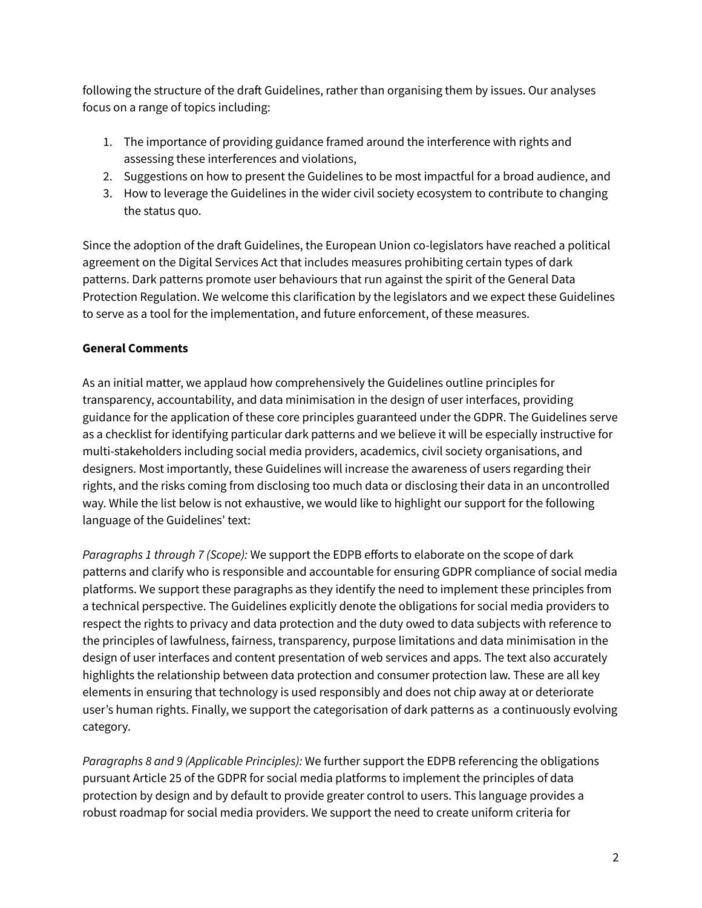following the structure of the draft Guidelines, rather than organising them by issues. Our analyses focus on a range of topics including:

1. The importance of providing guidance framed around the interference with rights and assessing these interferences and violations,
2. Suggestions on how to present the Guidelines to be most impactful for a broad audience, and
3. How to leverage the Guidelines in the wider civil society ecosystem to contribute to changing the status quo.

Since the adoption of the draft Guidelines, the European Union co-legislators have reached a political agreement on the Digital Services Act that includes measures prohibiting certain types of dark patterns. Dark patterns promote user behaviours that run against the spirit of the General Data Protection Regulation. We welcome this clarification by the legislators and we expect these Guidelines to serve as a tool for the implementation, and future enforcement, of these measures.

**General Comments**

As an initial matter, we applaud how comprehensively the Guidelines outline principles for transparency, accountability, and data minimisation in the design of user interfaces, providing guidance for the application of these core principles guaranteed under the GDPR. The Guidelines serve as a checklist for identifying particular dark patterns and we believe it will be especially instructive for multi-stakeholders including social media providers, academics, civil society organisations, and designers. Most importantly, these Guidelines will increase the awareness of users regarding their rights, and the risks coming from disclosing too much data or disclosing their data in an uncontrolled way. While the list below is not exhaustive, we would like to highlight our support for the following language of the Guidelines' text:

*Paragraphs 1 through 7 (Scope):* We support the EDPB efforts to elaborate on the scope of dark patterns and clarify who is responsible and accountable for ensuring GDPR compliance of social media platforms. We support these paragraphs as they identify the need to implement these principles from a technical perspective. The Guidelines explicitly denote the obligations for social media providers to respect the rights to privacy and data protection and the duty owed to data subjects with reference to the principles of lawfulness, fairness, transparency, purpose limitations and data minimisation in the design of user interfaces and content presentation of web services and apps. The text also accurately highlights the relationship between data protection and consumer protection law. These are all key elements in ensuring that technology is used responsibly and does not chip away at or deteriorate user's human rights. Finally, we support the categorisation of dark patterns as a continuously evolving category.

*Paragraphs 8 and 9 (Applicable Principles):* We further support the EDPB referencing the obligations pursuant Article 25 of the GDPR for social media platforms to implement the principles of data protection by design and by default to provide greater control to users. This language provides a robust roadmap for social media providers. We support the need to create uniform criteria for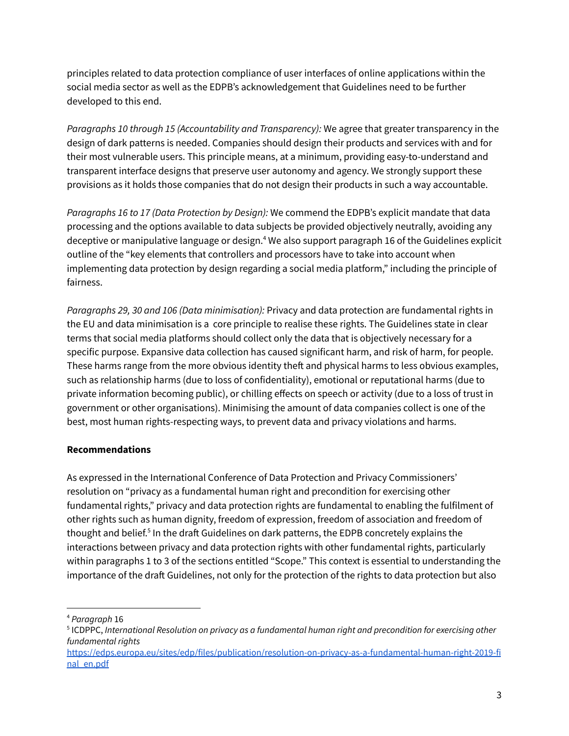principles related to data protection compliance of user interfaces of online applications within the social media sector as well as the EDPB's acknowledgement that Guidelines need to be further developed to this end.

*Paragraphs 10 through 15 (Accountability and Transparency):* We agree that greater transparency in the design of dark patterns is needed. Companies should design their products and services with and for their most vulnerable users. This principle means, at a minimum, providing easy-to-understand and transparent interface designs that preserve user autonomy and agency. We strongly support these provisions as it holds those companies that do not design their products in such a way accountable.

*Paragraphs 16 to 17 (Data Protection by Design):* We commend the EDPB's explicit mandate that data processing and the options available to data subjects be provided objectively neutrally, avoiding any deceptive or manipulative language or design.[4] We also support paragraph 16 of the Guidelines explicit outline of the "key elements that controllers and processors have to take into account when implementing data protection by design regarding a social media platform," including the principle of fairness.

*Paragraphs 29, 30 and 106 (Data minimisation):* Privacy and data protection are fundamental rights in the EU and data minimisation is a core principle to realise these rights. The Guidelines state in clear terms that social media platforms should collect only the data that is objectively necessary for a specific purpose. Expansive data collection has caused significant harm, and risk of harm, for people. These harms range from the more obvious identity theft and physical harms to less obvious examples, such as relationship harms (due to loss of confidentiality), emotional or reputational harms (due to private information becoming public), or chilling effects on speech or activity (due to a loss of trust in government or other organisations). Minimising the amount of data companies collect is one of the best, most human rights-respecting ways, to prevent data and privacy violations and harms.

**Recommendations**

As expressed in the International Conference of Data Protection and Privacy Commissioners' resolution on "privacy as a fundamental human right and precondition for exercising other fundamental rights," privacy and data protection rights are fundamental to enabling the fulfilment of other rights such as human dignity, freedom of expression, freedom of association and freedom of thought and belief.[5] In the draft Guidelines on dark patterns, the EDPB concretely explains the interactions between privacy and data protection rights with other fundamental rights, particularly within paragraphs 1 to 3 of the sections entitled "Scope." This context is essential to understanding the importance of the draft Guidelines, not only for the protection of the rights to data protection but also

---

[4] *Paragraph* 16

[5] ICDPPC, *International Resolution on privacy as a fundamental human right and precondition for exercising other fundamental rights* https://edps.europa.eu/sites/edp/files/publication/resolution-on-privacy-as-a-fundamental-human-right-2019-final_en.pdf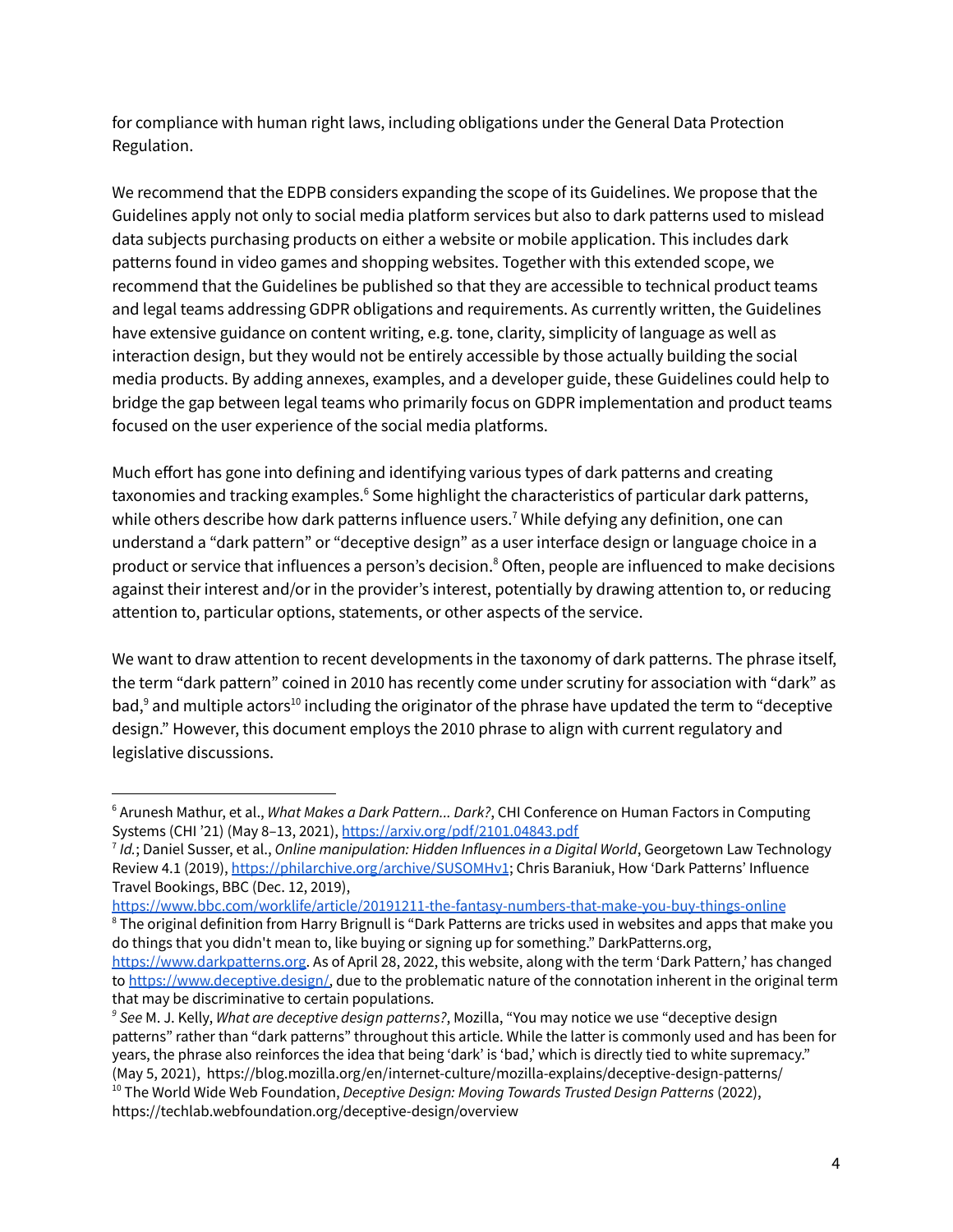for compliance with human right laws, including obligations under the General Data Protection Regulation.

We recommend that the EDPB considers expanding the scope of its Guidelines. We propose that the Guidelines apply not only to social media platform services but also to dark patterns used to mislead data subjects purchasing products on either a website or mobile application. This includes dark patterns found in video games and shopping websites. Together with this extended scope, we recommend that the Guidelines be published so that they are accessible to technical product teams and legal teams addressing GDPR obligations and requirements. As currently written, the Guidelines have extensive guidance on content writing, e.g. tone, clarity, simplicity of language as well as interaction design, but they would not be entirely accessible by those actually building the social media products. By adding annexes, examples, and a developer guide, these Guidelines could help to bridge the gap between legal teams who primarily focus on GDPR implementation and product teams focused on the user experience of the social media platforms.

Much effort has gone into defining and identifying various types of dark patterns and creating taxonomies and tracking examples.[6] Some highlight the characteristics of particular dark patterns, while others describe how dark patterns influence users.[7] While defying any definition, one can understand a "dark pattern" or "deceptive design" as a user interface design or language choice in a product or service that influences a person's decision.[8] Often, people are influenced to make decisions against their interest and/or in the provider's interest, potentially by drawing attention to, or reducing attention to, particular options, statements, or other aspects of the service.

We want to draw attention to recent developments in the taxonomy of dark patterns. The phrase itself, the term "dark pattern" coined in 2010 has recently come under scrutiny for association with "dark" as bad,[9] and multiple actors[10] including the originator of the phrase have updated the term to "deceptive design." However, this document employs the 2010 phrase to align with current regulatory and legislative discussions.

---

[6] Arunesh Mathur, et al., *What Makes a Dark Pattern... Dark?*, CHI Conference on Human Factors in Computing Systems (CHI '21) (May 8–13, 2021), https://arxiv.org/pdf/2101.04843.pdf

[7] *Id.*; Daniel Susser, et al., *Online manipulation: Hidden Influences in a Digital World*, Georgetown Law Technology Review 4.1 (2019), https://philarchive.org/archive/SUSOMHv1; Chris Baraniuk, How 'Dark Patterns' Influence Travel Bookings, BBC (Dec. 12, 2019), https://www.bbc.com/worklife/article/20191211-the-fantasy-numbers-that-make-you-buy-things-online

[8] The original definition from Harry Brignull is "Dark Patterns are tricks used in websites and apps that make you do things that you didn't mean to, like buying or signing up for something." DarkPatterns.org, https://www.darkpatterns.org. As of April 28, 2022, this website, along with the term 'Dark Pattern,' has changed to https://www.deceptive.design/, due to the problematic nature of the connotation inherent in the original term that may be discriminative to certain populations.

[9] *See* M. J. Kelly, *What are deceptive design patterns?*, Mozilla, "You may notice we use "deceptive design patterns" rather than "dark patterns" throughout this article. While the latter is commonly used and has been for years, the phrase also reinforces the idea that being 'dark' is 'bad,' which is directly tied to white supremacy." (May 5, 2021), https://blog.mozilla.org/en/internet-culture/mozilla-explains/deceptive-design-patterns/

[10] The World Wide Web Foundation, *Deceptive Design: Moving Towards Trusted Design Patterns* (2022), https://techlab.webfoundation.org/deceptive-design/overview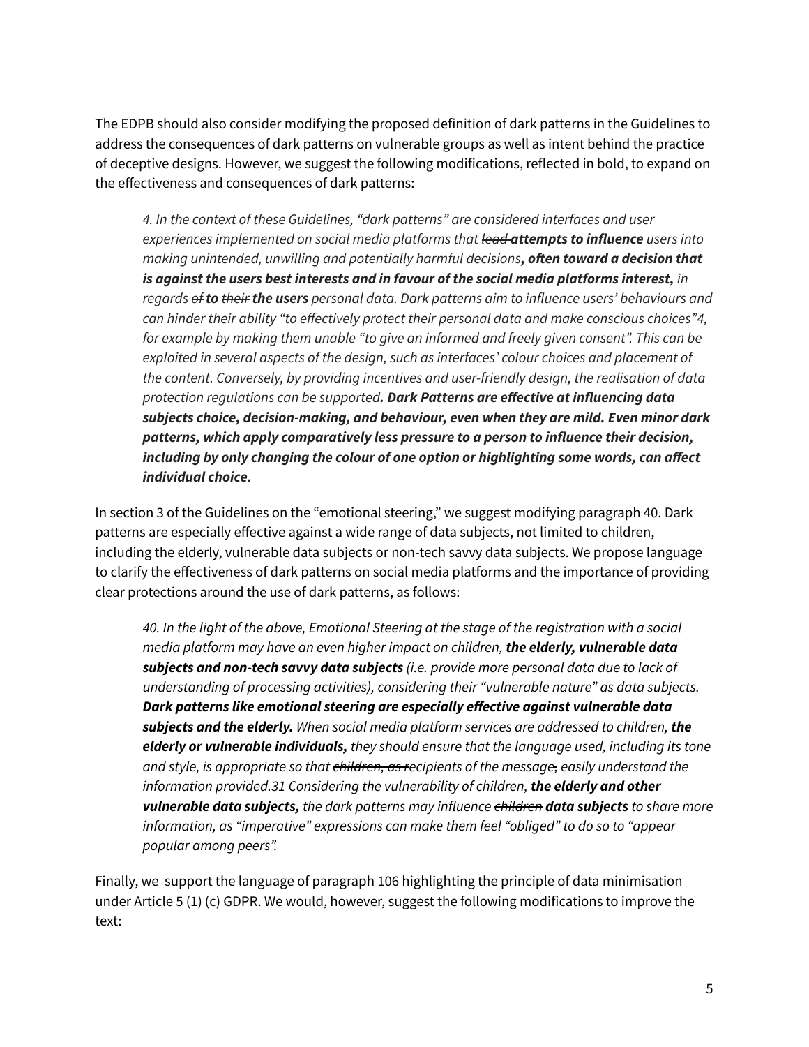The EDPB should also consider modifying the proposed definition of dark patterns in the Guidelines to address the consequences of dark patterns on vulnerable groups as well as intent behind the practice of deceptive designs. However, we suggest the following modifications, reflected in bold, to expand on the effectiveness and consequences of dark patterns:

> *4. In the context of these Guidelines, "dark patterns" are considered interfaces and user experiences implemented on social media platforms that ~~lead~~* ***attempts to influence*** *users into making unintended, unwilling and potentially harmful decisions****, often toward a decision that is against the users best interests and in favour of the social media platforms interest,*** *in regards ~~of~~* ***to*** *~~their~~* ***the users*** *personal data. Dark patterns aim to influence users' behaviours and can hinder their ability "to effectively protect their personal data and make conscious choices"4, for example by making them unable "to give an informed and freely given consent". This can be exploited in several aspects of the design, such as interfaces' colour choices and placement of the content. Conversely, by providing incentives and user-friendly design, the realisation of data protection regulations can be supported****. Dark Patterns are effective at influencing data subjects choice, decision-making, and behaviour, even when they are mild. Even minor dark patterns, which apply comparatively less pressure to a person to influence their decision, including by only changing the colour of one option or highlighting some words, can affect individual choice.***

In section 3 of the Guidelines on the "emotional steering," we suggest modifying paragraph 40. Dark patterns are especially effective against a wide range of data subjects, not limited to children, including the elderly, vulnerable data subjects or non-tech savvy data subjects. We propose language to clarify the effectiveness of dark patterns on social media platforms and the importance of providing clear protections around the use of dark patterns, as follows:

> *40. In the light of the above, Emotional Steering at the stage of the registration with a social media platform may have an even higher impact on children,* ***the elderly, vulnerable data subjects and non-tech savvy data subjects*** *(i.e. provide more personal data due to lack of understanding of processing activities), considering their "vulnerable nature" as data subjects.* ***Dark patterns like emotional steering are especially effective against vulnerable data subjects and the elderly.*** *When social media platform services are addressed to children,* ***the elderly or vulnerable individuals,*** *they should ensure that the language used, including its tone and style, is appropriate so that ~~children, as r~~recipients of the message~~,~~ easily understand the information provided.31 Considering the vulnerability of children,* ***the elderly and other vulnerable data subjects,*** *the dark patterns may influence ~~children~~* ***data subjects*** *to share more information, as "imperative" expressions can make them feel "obliged" to do so to "appear popular among peers".*

Finally, we support the language of paragraph 106 highlighting the principle of data minimisation under Article 5 (1) (c) GDPR. We would, however, suggest the following modifications to improve the text: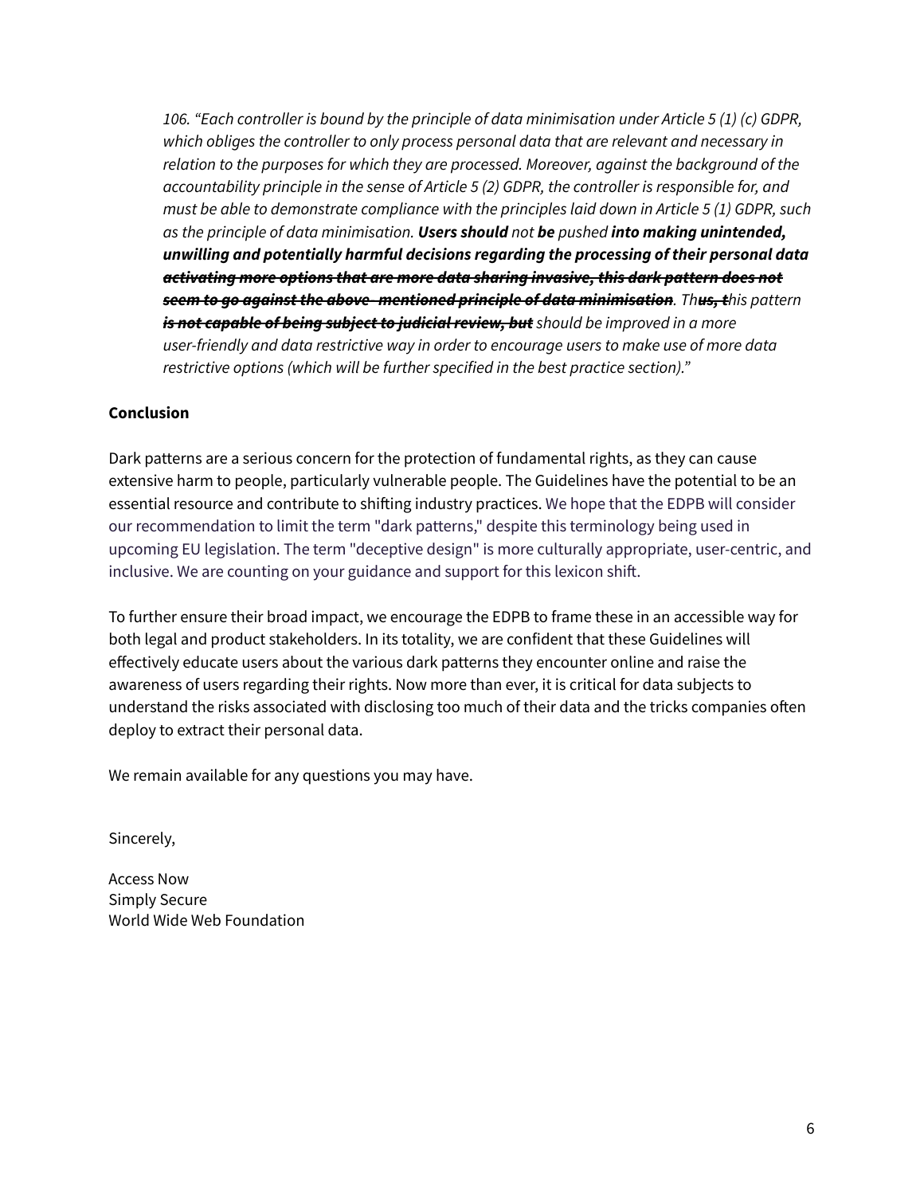*106. "Each controller is bound by the principle of data minimisation under Article 5 (1) (c) GDPR, which obliges the controller to only process personal data that are relevant and necessary in relation to the purposes for which they are processed. Moreover, against the background of the accountability principle in the sense of Article 5 (2) GDPR, the controller is responsible for, and must be able to demonstrate compliance with the principles laid down in Article 5 (1) GDPR, such as the principle of data minimisation.* ***Users should*** *not* ***be*** *pushed* ***into making unintended, unwilling and potentially harmful decisions regarding the processing of their personal data*** ***~~activating more options that are more data sharing invasive, this dark pattern does not seem to go against the above- mentioned principle of data minimisation~~****. Th****~~us, t~~****his pattern* ***~~is not capable of being subject to judicial review, but~~*** *should be improved in a more user-friendly and data restrictive way in order to encourage users to make use of more data restrictive options (which will be further specified in the best practice section)."*

**Conclusion**

Dark patterns are a serious concern for the protection of fundamental rights, as they can cause extensive harm to people, particularly vulnerable people. The Guidelines have the potential to be an essential resource and contribute to shifting industry practices. We hope that the EDPB will consider our recommendation to limit the term "dark patterns," despite this terminology being used in upcoming EU legislation. The term "deceptive design" is more culturally appropriate, user-centric, and inclusive. We are counting on your guidance and support for this lexicon shift.

To further ensure their broad impact, we encourage the EDPB to frame these in an accessible way for both legal and product stakeholders. In its totality, we are confident that these Guidelines will effectively educate users about the various dark patterns they encounter online and raise the awareness of users regarding their rights. Now more than ever, it is critical for data subjects to understand the risks associated with disclosing too much of their data and the tricks companies often deploy to extract their personal data.

We remain available for any questions you may have.

Sincerely,

Access Now  
Simply Secure  
World Wide Web Foundation